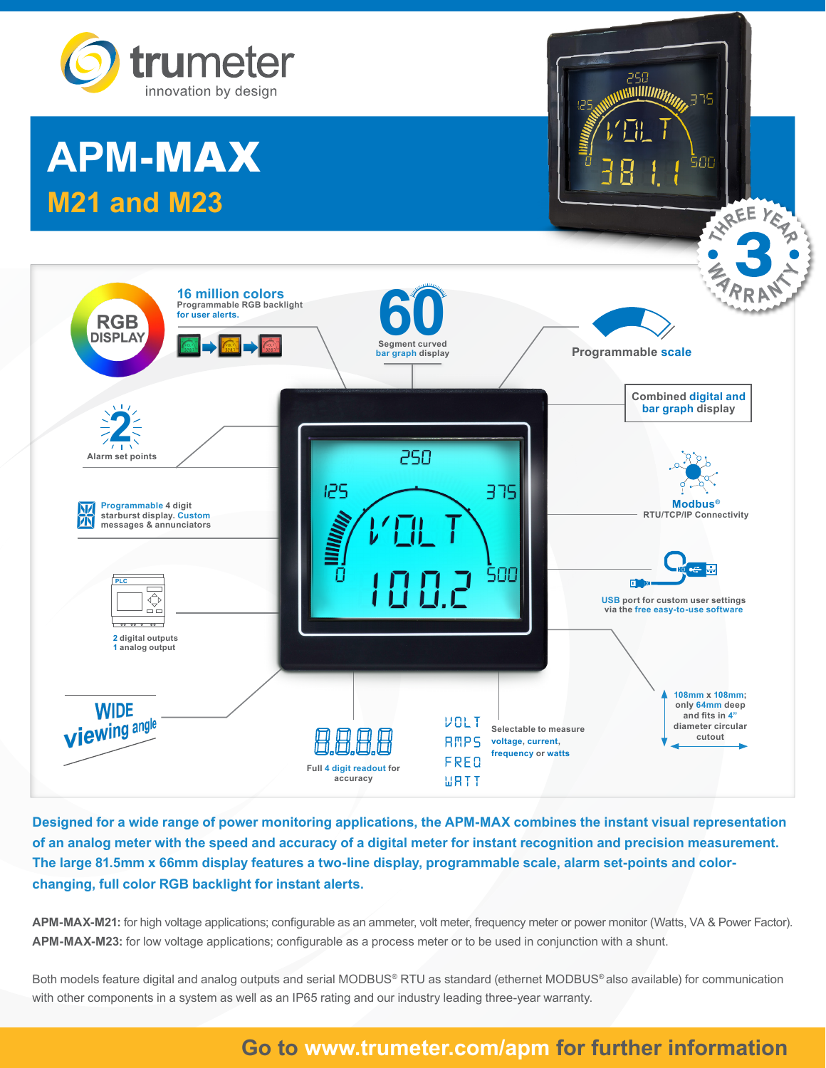trumeter
innovation by design

# APM-MAX

## M21 and M23

THREE YEAR 3 WARRANTY

**16 million colors**
Programmable RGB backlight for user alerts.

RGB DISPLAY

**60** Segment curved bar graph display

Programmable scale

Combined digital and bar graph display

2 Alarm set points

Programmable 4 digit starburst display. Custom messages & annunciators

Modbus® RTU/TCP/IP Connectivity

USB port for custom user settings via the free easy-to-use software

2 digital outputs
1 analog output

108mm x 108mm; only 64mm deep and fits in 4" diameter circular cutout

WIDE viewing angle

Full 4 digit readout for accuracy

Selectable to measure voltage, current, frequency or watts

**Designed for a wide range of power monitoring applications, the APM-MAX combines the instant visual representation of an analog meter with the speed and accuracy of a digital meter for instant recognition and precision measurement. The large 81.5mm x 66mm display features a two-line display, programmable scale, alarm set-points and color-changing, full color RGB backlight for instant alerts.**

**APM-MAX-M21:** for high voltage applications; configurable as an ammeter, volt meter, frequency meter or power monitor (Watts, VA & Power Factor).
**APM-MAX-M23:** for low voltage applications; configurable as a process meter or to be used in conjunction with a shunt.

Both models feature digital and analog outputs and serial MODBUS® RTU as standard (ethernet MODBUS® also available) for communication with other components in a system as well as an IP65 rating and our industry leading three-year warranty.

**Go to www.trumeter.com/apm for further information**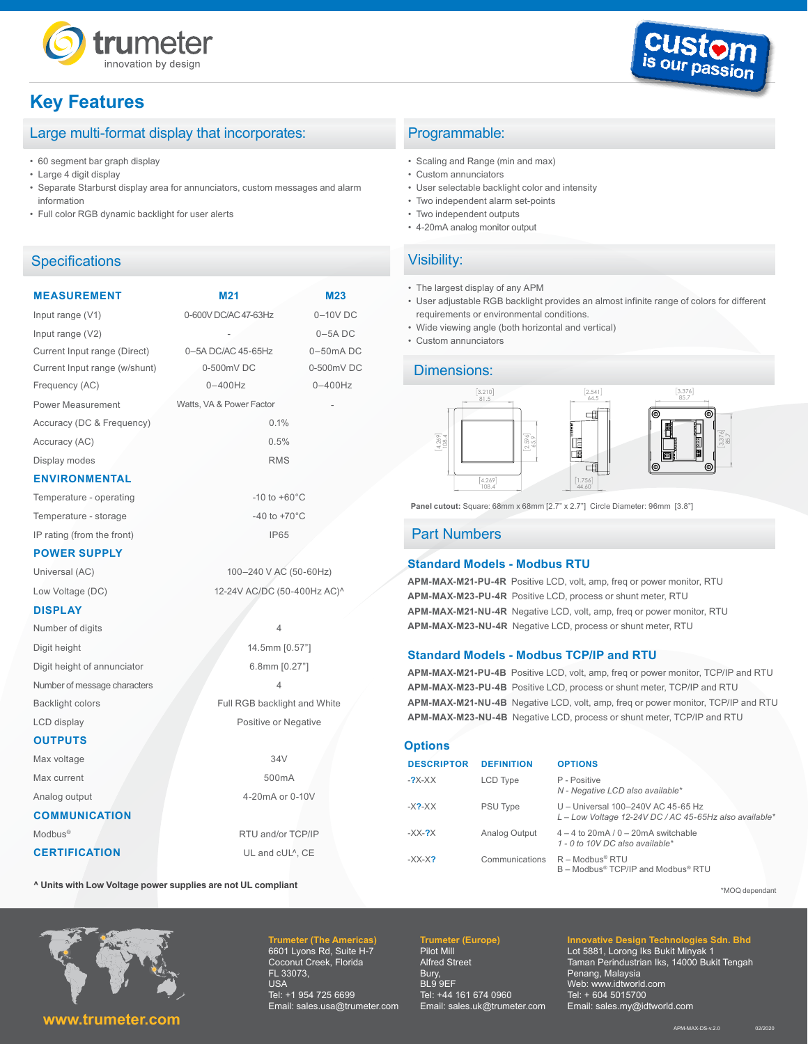# Key Features

## Large multi-format display that incorporates:

- 60 segment bar graph display
- Large 4 digit display
- Separate Starburst display area for annunciators, custom messages and alarm information
- Full color RGB dynamic backlight for user alerts

## Programmable:

- Scaling and Range (min and max)
- Custom annunciators
- User selectable backlight color and intensity
- Two independent alarm set-points
- Two independent outputs
- 4-20mA analog monitor output

## Specifications

| MEASUREMENT | M21 | M23 |
|---|---|---|
| Input range (V1) | 0-600V DC/AC 47-63Hz | 0–10V DC |
| Input range (V2) | - | 0–5A DC |
| Current Input range (Direct) | 0–5A DC/AC 45-65Hz | 0–50mA DC |
| Current Input range (w/shunt) | 0-500mV DC | 0-500mV DC |
| Frequency (AC) | 0–400Hz | 0–400Hz |
| Power Measurement | Watts, VA & Power Factor | - |
| Accuracy (DC & Frequency) | 0.1% | |
| Accuracy (AC) | 0.5% | |
| Display modes | RMS | |
| **ENVIRONMENTAL** | | |
| Temperature - operating | -10 to +60°C | |
| Temperature - storage | -40 to +70°C | |
| IP rating (from the front) | IP65 | |
| **POWER SUPPLY** | | |
| Universal (AC) | 100–240 V AC (50-60Hz) | |
| Low Voltage (DC) | 12-24V AC/DC (50-400Hz AC)^ | |
| **DISPLAY** | | |
| Number of digits | 4 | |
| Digit height | 14.5mm [0.57"] | |
| Digit height of annunciator | 6.8mm [0.27"] | |
| Number of message characters | 4 | |
| Backlight colors | Full RGB backlight and White | |
| LCD display | Positive or Negative | |
| **OUTPUTS** | | |
| Max voltage | 34V | |
| Max current | 500mA | |
| Analog output | 4-20mA or 0-10V | |
| **COMMUNICATION** | | |
| Modbus® | RTU and/or TCP/IP | |
| **CERTIFICATION** | UL and cUL^, CE | |

**^ Units with Low Voltage power supplies are not UL compliant**

## Visibility:

- The largest display of any APM
- User adjustable RGB backlight provides an almost infinite range of colors for different requirements or environmental conditions.
- Wide viewing angle (both horizontal and vertical)
- Custom annunciators

## Dimensions:

[3.210] 81.5
[4.269] 108.4
[4.269] 108.4
[2.594] 65.9
[2.541] 64.5
[1.756] 44.60
[3.376] 85.7
[3.376] 85.7

**Panel cutout:** Square: 68mm x 68mm [2.7" x 2.7"] Circle Diameter: 96mm [3.8"]

## Part Numbers

### Standard Models - Modbus RTU

**APM-MAX-M21-PU-4R** Positive LCD, volt, amp, freq or power monitor, RTU
**APM-MAX-M23-PU-4R** Positive LCD, process or shunt meter, RTU
**APM-MAX-M21-NU-4R** Negative LCD, volt, amp, freq or power monitor, RTU
**APM-MAX-M23-NU-4R** Negative LCD, process or shunt meter, RTU

### Standard Models - Modbus TCP/IP and RTU

**APM-MAX-M21-PU-4B** Positive LCD, volt, amp, freq or power monitor, TCP/IP and RTU
**APM-MAX-M23-PU-4B** Positive LCD, process or shunt meter, TCP/IP and RTU
**APM-MAX-M21-NU-4B** Negative LCD, volt, amp, freq or power monitor, TCP/IP and RTU
**APM-MAX-M23-NU-4B** Negative LCD, process or shunt meter, TCP/IP and RTU

### Options

| DESCRIPTOR | DEFINITION | OPTIONS |
|---|---|---|
| -?X-XX | LCD Type | P - Positive<br>*N - Negative LCD also available** |
| -X?-XX | PSU Type | U – Universal 100–240V AC 45-65 Hz<br>*L – Low Voltage 12-24V DC / AC 45-65Hz also available** |
| -XX-?X | Analog Output | 4 – 4 to 20mA / 0 – 20mA switchable<br>*1 - 0 to 10V DC also available** |
| -XX-X? | Communications | R – Modbus® RTU<br>B – Modbus® TCP/IP and Modbus® RTU |

*MOQ dependant

**Trumeter (The Americas)**
6601 Lyons Rd, Suite H-7
Coconut Creek, Florida
FL 33073,
USA
Tel: +1 954 725 6699
Email: sales.usa@trumeter.com

**Trumeter (Europe)**
Pilot Mill
Alfred Street
Bury,
BL9 9EF
Tel: +44 161 674 0960
Email: sales.uk@trumeter.com

**Innovative Design Technologies Sdn. Bhd**
Lot 5881, Lorong Iks Bukit Minyak 1
Taman Perindustrian Iks, 14000 Bukit Tengah
Penang, Malaysia
Web: www.idtworld.com
Tel: + 604 5015700
Email: sales.my@idtworld.com

**www.trumeter.com**

APM-MAX-DS-v.2.0 02/2020